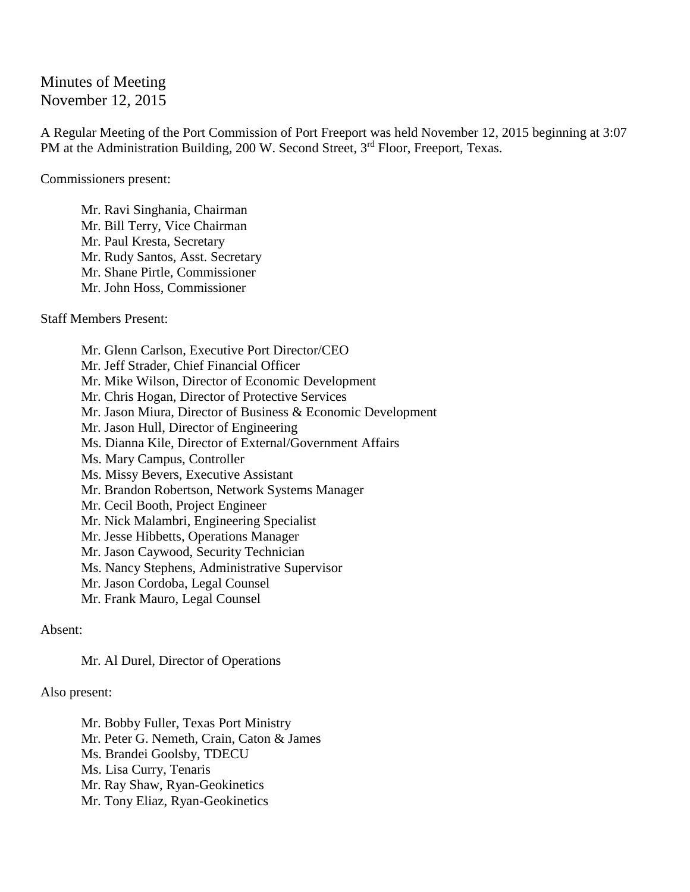# Minutes of Meeting
November 12, 2015

A Regular Meeting of the Port Commission of Port Freeport was held November 12, 2015 beginning at 3:07 PM at the Administration Building, 200 W. Second Street, 3rd Floor, Freeport, Texas.

Commissioners present:

- Mr. Ravi Singhania, Chairman
- Mr. Bill Terry, Vice Chairman
- Mr. Paul Kresta, Secretary
- Mr. Rudy Santos, Asst. Secretary
- Mr. Shane Pirtle, Commissioner
- Mr. John Hoss, Commissioner

Staff Members Present:

- Mr. Glenn Carlson, Executive Port Director/CEO
- Mr. Jeff Strader, Chief Financial Officer
- Mr. Mike Wilson, Director of Economic Development
- Mr. Chris Hogan, Director of Protective Services
- Mr. Jason Miura, Director of Business & Economic Development
- Mr. Jason Hull, Director of Engineering
- Ms. Dianna Kile, Director of External/Government Affairs
- Ms. Mary Campus, Controller
- Ms. Missy Bevers, Executive Assistant
- Mr. Brandon Robertson, Network Systems Manager
- Mr. Cecil Booth, Project Engineer
- Mr. Nick Malambri, Engineering Specialist
- Mr. Jesse Hibbetts, Operations Manager
- Mr. Jason Caywood, Security Technician
- Ms. Nancy Stephens, Administrative Supervisor
- Mr. Jason Cordoba, Legal Counsel
- Mr. Frank Mauro, Legal Counsel

Absent:

- Mr. Al Durel, Director of Operations

Also present:

- Mr. Bobby Fuller, Texas Port Ministry
- Mr. Peter G. Nemeth, Crain, Caton & James
- Ms. Brandei Goolsby, TDECU
- Ms. Lisa Curry, Tenaris
- Mr. Ray Shaw, Ryan-Geokinetics
- Mr. Tony Eliaz, Ryan-Geokinetics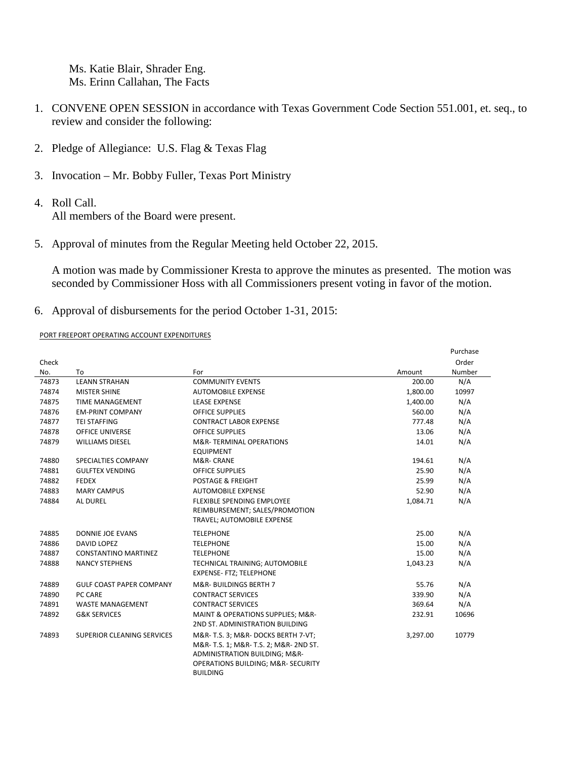Ms. Katie Blair, Shrader Eng.
Ms. Erinn Callahan, The Facts

1. CONVENE OPEN SESSION in accordance with Texas Government Code Section 551.001, et. seq., to review and consider the following:

2. Pledge of Allegiance: U.S. Flag & Texas Flag

3. Invocation – Mr. Bobby Fuller, Texas Port Ministry

4. Roll Call.
   All members of the Board were present.

5. Approval of minutes from the Regular Meeting held October 22, 2015.

   A motion was made by Commissioner Kresta to approve the minutes as presented. The motion was seconded by Commissioner Hoss with all Commissioners present voting in favor of the motion.

6. Approval of disbursements for the period October 1-31, 2015:

PORT FREEPORT OPERATING ACCOUNT EXPENDITURES

| Check No. | To | For | Amount | Purchase Order Number |
|---|---|---|---|---|
| 74873 | LEANN STRAHAN | COMMUNITY EVENTS | 200.00 | N/A |
| 74874 | MISTER SHINE | AUTOMOBILE EXPENSE | 1,800.00 | 10997 |
| 74875 | TIME MANAGEMENT | LEASE EXPENSE | 1,400.00 | N/A |
| 74876 | EM-PRINT COMPANY | OFFICE SUPPLIES | 560.00 | N/A |
| 74877 | TEI STAFFING | CONTRACT LABOR EXPENSE | 777.48 | N/A |
| 74878 | OFFICE UNIVERSE | OFFICE SUPPLIES | 13.06 | N/A |
| 74879 | WILLIAMS DIESEL | M&R- TERMINAL OPERATIONS EQUIPMENT | 14.01 | N/A |
| 74880 | SPECIALTIES COMPANY | M&R- CRANE | 194.61 | N/A |
| 74881 | GULFTEX VENDING | OFFICE SUPPLIES | 25.90 | N/A |
| 74882 | FEDEX | POSTAGE & FREIGHT | 25.99 | N/A |
| 74883 | MARY CAMPUS | AUTOMOBILE EXPENSE | 52.90 | N/A |
| 74884 | AL DUREL | FLEXIBLE SPENDING EMPLOYEE REIMBURSEMENT; SALES/PROMOTION TRAVEL; AUTOMOBILE EXPENSE | 1,084.71 | N/A |
| 74885 | DONNIE JOE EVANS | TELEPHONE | 25.00 | N/A |
| 74886 | DAVID LOPEZ | TELEPHONE | 15.00 | N/A |
| 74887 | CONSTANTINO MARTINEZ | TELEPHONE | 15.00 | N/A |
| 74888 | NANCY STEPHENS | TECHNICAL TRAINING; AUTOMOBILE EXPENSE- FTZ; TELEPHONE | 1,043.23 | N/A |
| 74889 | GULF COAST PAPER COMPANY | M&R- BUILDINGS BERTH 7 | 55.76 | N/A |
| 74890 | PC CARE | CONTRACT SERVICES | 339.90 | N/A |
| 74891 | WASTE MANAGEMENT | CONTRACT SERVICES | 369.64 | N/A |
| 74892 | G&K SERVICES | MAINT & OPERATIONS SUPPLIES; M&R- 2ND ST. ADMINISTRATION BUILDING | 232.91 | 10696 |
| 74893 | SUPERIOR CLEANING SERVICES | M&R- T.S. 3; M&R- DOCKS BERTH 7-VT; M&R- T.S. 1; M&R- T.S. 2; M&R- 2ND ST. ADMINISTRATION BUILDING; M&R- OPERATIONS BUILDING; M&R- SECURITY BUILDING | 3,297.00 | 10779 |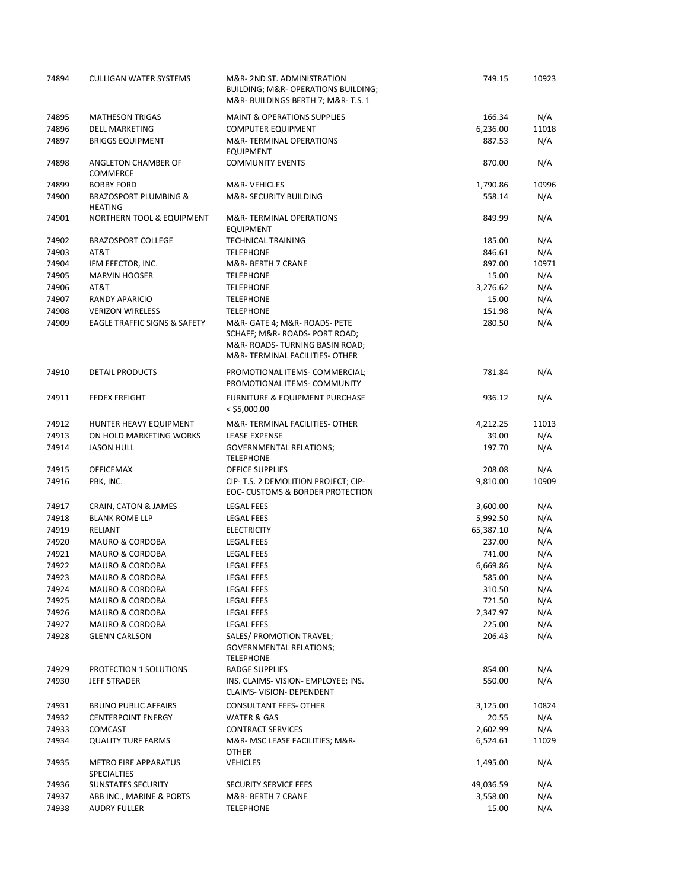| | | | | |
|---|---|---|---|---|
| 74894 | CULLIGAN WATER SYSTEMS | M&R- 2ND ST. ADMINISTRATION BUILDING; M&R- OPERATIONS BUILDING; M&R- BUILDINGS BERTH 7; M&R- T.S. 1 | 749.15 | 10923 |
| 74895 | MATHESON TRIGAS | MAINT & OPERATIONS SUPPLIES | 166.34 | N/A |
| 74896 | DELL MARKETING | COMPUTER EQUIPMENT | 6,236.00 | 11018 |
| 74897 | BRIGGS EQUIPMENT | M&R- TERMINAL OPERATIONS EQUIPMENT | 887.53 | N/A |
| 74898 | ANGLETON CHAMBER OF COMMERCE | COMMUNITY EVENTS | 870.00 | N/A |
| 74899 | BOBBY FORD | M&R- VEHICLES | 1,790.86 | 10996 |
| 74900 | BRAZOSPORT PLUMBING & HEATING | M&R- SECURITY BUILDING | 558.14 | N/A |
| 74901 | NORTHERN TOOL & EQUIPMENT | M&R- TERMINAL OPERATIONS EQUIPMENT | 849.99 | N/A |
| 74902 | BRAZOSPORT COLLEGE | TECHNICAL TRAINING | 185.00 | N/A |
| 74903 | AT&T | TELEPHONE | 846.61 | N/A |
| 74904 | IFM EFECTOR, INC. | M&R- BERTH 7 CRANE | 897.00 | 10971 |
| 74905 | MARVIN HOOSER | TELEPHONE | 15.00 | N/A |
| 74906 | AT&T | TELEPHONE | 3,276.62 | N/A |
| 74907 | RANDY APARICIO | TELEPHONE | 15.00 | N/A |
| 74908 | VERIZON WIRELESS | TELEPHONE | 151.98 | N/A |
| 74909 | EAGLE TRAFFIC SIGNS & SAFETY | M&R- GATE 4; M&R- ROADS- PETE SCHAFF; M&R- ROADS- PORT ROAD; M&R- ROADS- TURNING BASIN ROAD; M&R- TERMINAL FACILITIES- OTHER | 280.50 | N/A |
| 74910 | DETAIL PRODUCTS | PROMOTIONAL ITEMS- COMMERCIAL; PROMOTIONAL ITEMS- COMMUNITY | 781.84 | N/A |
| 74911 | FEDEX FREIGHT | FURNITURE & EQUIPMENT PURCHASE < $5,000.00 | 936.12 | N/A |
| 74912 | HUNTER HEAVY EQUIPMENT | M&R- TERMINAL FACILITIES- OTHER | 4,212.25 | 11013 |
| 74913 | ON HOLD MARKETING WORKS | LEASE EXPENSE | 39.00 | N/A |
| 74914 | JASON HULL | GOVERNMENTAL RELATIONS; TELEPHONE | 197.70 | N/A |
| 74915 | OFFICEMAX | OFFICE SUPPLIES | 208.08 | N/A |
| 74916 | PBK, INC. | CIP- T.S. 2 DEMOLITION PROJECT; CIP- EOC- CUSTOMS & BORDER PROTECTION | 9,810.00 | 10909 |
| 74917 | CRAIN, CATON & JAMES | LEGAL FEES | 3,600.00 | N/A |
| 74918 | BLANK ROME LLP | LEGAL FEES | 5,992.50 | N/A |
| 74919 | RELIANT | ELECTRICITY | 65,387.10 | N/A |
| 74920 | MAURO & CORDOBA | LEGAL FEES | 237.00 | N/A |
| 74921 | MAURO & CORDOBA | LEGAL FEES | 741.00 | N/A |
| 74922 | MAURO & CORDOBA | LEGAL FEES | 6,669.86 | N/A |
| 74923 | MAURO & CORDOBA | LEGAL FEES | 585.00 | N/A |
| 74924 | MAURO & CORDOBA | LEGAL FEES | 310.50 | N/A |
| 74925 | MAURO & CORDOBA | LEGAL FEES | 721.50 | N/A |
| 74926 | MAURO & CORDOBA | LEGAL FEES | 2,347.97 | N/A |
| 74927 | MAURO & CORDOBA | LEGAL FEES | 225.00 | N/A |
| 74928 | GLENN CARLSON | SALES/ PROMOTION TRAVEL; GOVERNMENTAL RELATIONS; TELEPHONE | 206.43 | N/A |
| 74929 | PROTECTION 1 SOLUTIONS | BADGE SUPPLIES | 854.00 | N/A |
| 74930 | JEFF STRADER | INS. CLAIMS- VISION- EMPLOYEE; INS. CLAIMS- VISION- DEPENDENT | 550.00 | N/A |
| 74931 | BRUNO PUBLIC AFFAIRS | CONSULTANT FEES- OTHER | 3,125.00 | 10824 |
| 74932 | CENTERPOINT ENERGY | WATER & GAS | 20.55 | N/A |
| 74933 | COMCAST | CONTRACT SERVICES | 2,602.99 | N/A |
| 74934 | QUALITY TURF FARMS | M&R- MSC LEASE FACILITIES; M&R- OTHER | 6,524.61 | 11029 |
| 74935 | METRO FIRE APPARATUS SPECIALTIES | VEHICLES | 1,495.00 | N/A |
| 74936 | SUNSTATES SECURITY | SECURITY SERVICE FEES | 49,036.59 | N/A |
| 74937 | ABB INC., MARINE & PORTS | M&R- BERTH 7 CRANE | 3,558.00 | N/A |
| 74938 | AUDRY FULLER | TELEPHONE | 15.00 | N/A |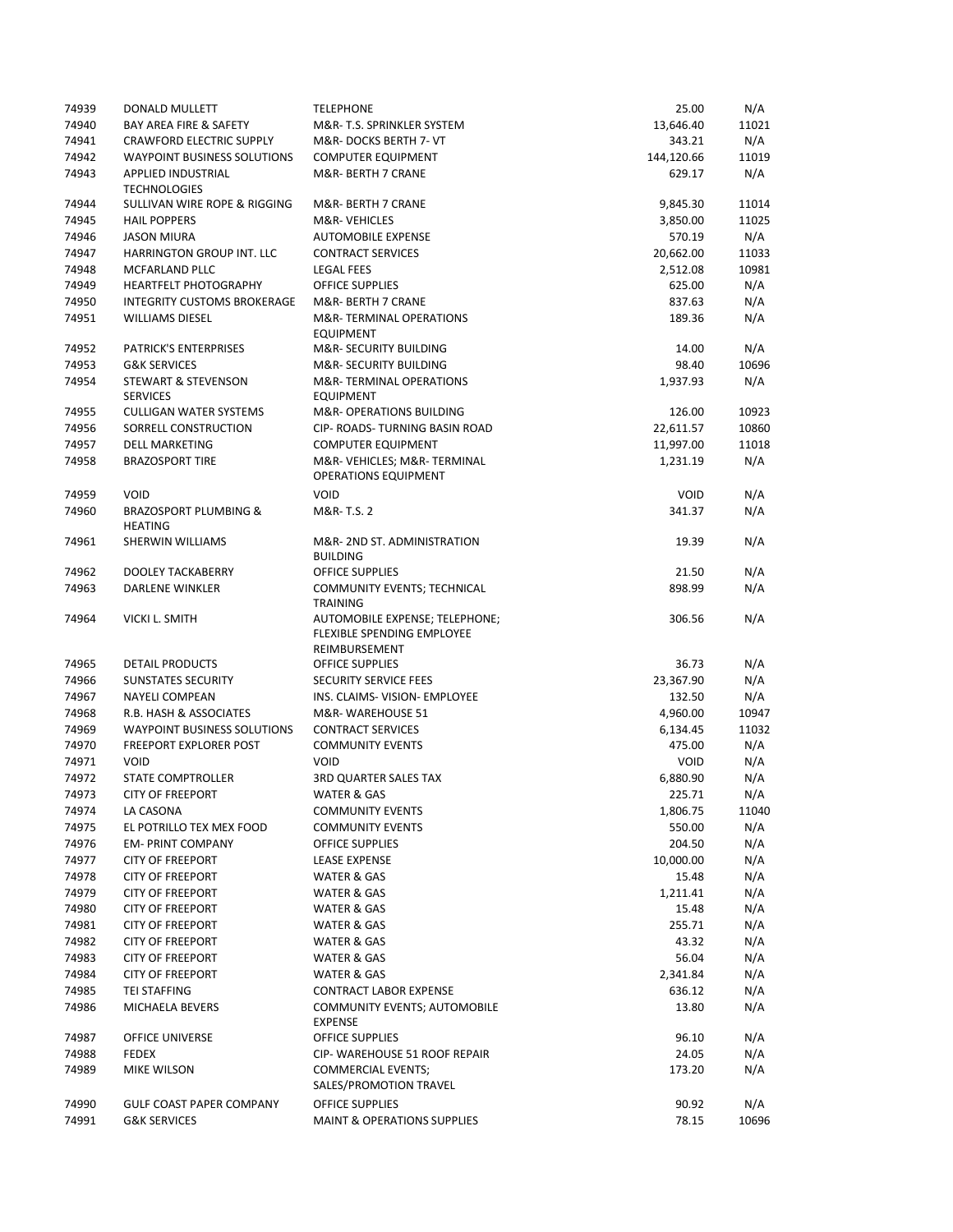| | | | | |
|---|---|---|---|---|
| 74939 | DONALD MULLETT | TELEPHONE | 25.00 | N/A |
| 74940 | BAY AREA FIRE & SAFETY | M&R- T.S. SPRINKLER SYSTEM | 13,646.40 | 11021 |
| 74941 | CRAWFORD ELECTRIC SUPPLY | M&R- DOCKS BERTH 7- VT | 343.21 | N/A |
| 74942 | WAYPOINT BUSINESS SOLUTIONS | COMPUTER EQUIPMENT | 144,120.66 | 11019 |
| 74943 | APPLIED INDUSTRIAL TECHNOLOGIES | M&R- BERTH 7 CRANE | 629.17 | N/A |
| 74944 | SULLIVAN WIRE ROPE & RIGGING | M&R- BERTH 7 CRANE | 9,845.30 | 11014 |
| 74945 | HAIL POPPERS | M&R- VEHICLES | 3,850.00 | 11025 |
| 74946 | JASON MIURA | AUTOMOBILE EXPENSE | 570.19 | N/A |
| 74947 | HARRINGTON GROUP INT. LLC | CONTRACT SERVICES | 20,662.00 | 11033 |
| 74948 | MCFARLAND PLLC | LEGAL FEES | 2,512.08 | 10981 |
| 74949 | HEARTFELT PHOTOGRAPHY | OFFICE SUPPLIES | 625.00 | N/A |
| 74950 | INTEGRITY CUSTOMS BROKERAGE | M&R- BERTH 7 CRANE | 837.63 | N/A |
| 74951 | WILLIAMS DIESEL | M&R- TERMINAL OPERATIONS EQUIPMENT | 189.36 | N/A |
| 74952 | PATRICK'S ENTERPRISES | M&R- SECURITY BUILDING | 14.00 | N/A |
| 74953 | G&K SERVICES | M&R- SECURITY BUILDING | 98.40 | 10696 |
| 74954 | STEWART & STEVENSON SERVICES | M&R- TERMINAL OPERATIONS EQUIPMENT | 1,937.93 | N/A |
| 74955 | CULLIGAN WATER SYSTEMS | M&R- OPERATIONS BUILDING | 126.00 | 10923 |
| 74956 | SORRELL CONSTRUCTION | CIP- ROADS- TURNING BASIN ROAD | 22,611.57 | 10860 |
| 74957 | DELL MARKETING | COMPUTER EQUIPMENT | 11,997.00 | 11018 |
| 74958 | BRAZOSPORT TIRE | M&R- VEHICLES; M&R- TERMINAL OPERATIONS EQUIPMENT | 1,231.19 | N/A |
| 74959 | VOID | VOID | VOID | N/A |
| 74960 | BRAZOSPORT PLUMBING & HEATING | M&R- T.S. 2 | 341.37 | N/A |
| 74961 | SHERWIN WILLIAMS | M&R- 2ND ST. ADMINISTRATION BUILDING | 19.39 | N/A |
| 74962 | DOOLEY TACKABERRY | OFFICE SUPPLIES | 21.50 | N/A |
| 74963 | DARLENE WINKLER | COMMUNITY EVENTS; TECHNICAL TRAINING | 898.99 | N/A |
| 74964 | VICKI L. SMITH | AUTOMOBILE EXPENSE; TELEPHONE; FLEXIBLE SPENDING EMPLOYEE REIMBURSEMENT | 306.56 | N/A |
| 74965 | DETAIL PRODUCTS | OFFICE SUPPLIES | 36.73 | N/A |
| 74966 | SUNSTATES SECURITY | SECURITY SERVICE FEES | 23,367.90 | N/A |
| 74967 | NAYELI COMPEAN | INS. CLAIMS- VISION- EMPLOYEE | 132.50 | N/A |
| 74968 | R.B. HASH & ASSOCIATES | M&R- WAREHOUSE 51 | 4,960.00 | 10947 |
| 74969 | WAYPOINT BUSINESS SOLUTIONS | CONTRACT SERVICES | 6,134.45 | 11032 |
| 74970 | FREEPORT EXPLORER POST | COMMUNITY EVENTS | 475.00 | N/A |
| 74971 | VOID | VOID | VOID | N/A |
| 74972 | STATE COMPTROLLER | 3RD QUARTER SALES TAX | 6,880.90 | N/A |
| 74973 | CITY OF FREEPORT | WATER & GAS | 225.71 | N/A |
| 74974 | LA CASONA | COMMUNITY EVENTS | 1,806.75 | 11040 |
| 74975 | EL POTRILLO TEX MEX FOOD | COMMUNITY EVENTS | 550.00 | N/A |
| 74976 | EM- PRINT COMPANY | OFFICE SUPPLIES | 204.50 | N/A |
| 74977 | CITY OF FREEPORT | LEASE EXPENSE | 10,000.00 | N/A |
| 74978 | CITY OF FREEPORT | WATER & GAS | 15.48 | N/A |
| 74979 | CITY OF FREEPORT | WATER & GAS | 1,211.41 | N/A |
| 74980 | CITY OF FREEPORT | WATER & GAS | 15.48 | N/A |
| 74981 | CITY OF FREEPORT | WATER & GAS | 255.71 | N/A |
| 74982 | CITY OF FREEPORT | WATER & GAS | 43.32 | N/A |
| 74983 | CITY OF FREEPORT | WATER & GAS | 56.04 | N/A |
| 74984 | CITY OF FREEPORT | WATER & GAS | 2,341.84 | N/A |
| 74985 | TEI STAFFING | CONTRACT LABOR EXPENSE | 636.12 | N/A |
| 74986 | MICHAELA BEVERS | COMMUNITY EVENTS; AUTOMOBILE EXPENSE | 13.80 | N/A |
| 74987 | OFFICE UNIVERSE | OFFICE SUPPLIES | 96.10 | N/A |
| 74988 | FEDEX | CIP- WAREHOUSE 51 ROOF REPAIR | 24.05 | N/A |
| 74989 | MIKE WILSON | COMMERCIAL EVENTS; SALES/PROMOTION TRAVEL | 173.20 | N/A |
| 74990 | GULF COAST PAPER COMPANY | OFFICE SUPPLIES | 90.92 | N/A |
| 74991 | G&K SERVICES | MAINT & OPERATIONS SUPPLIES | 78.15 | 10696 |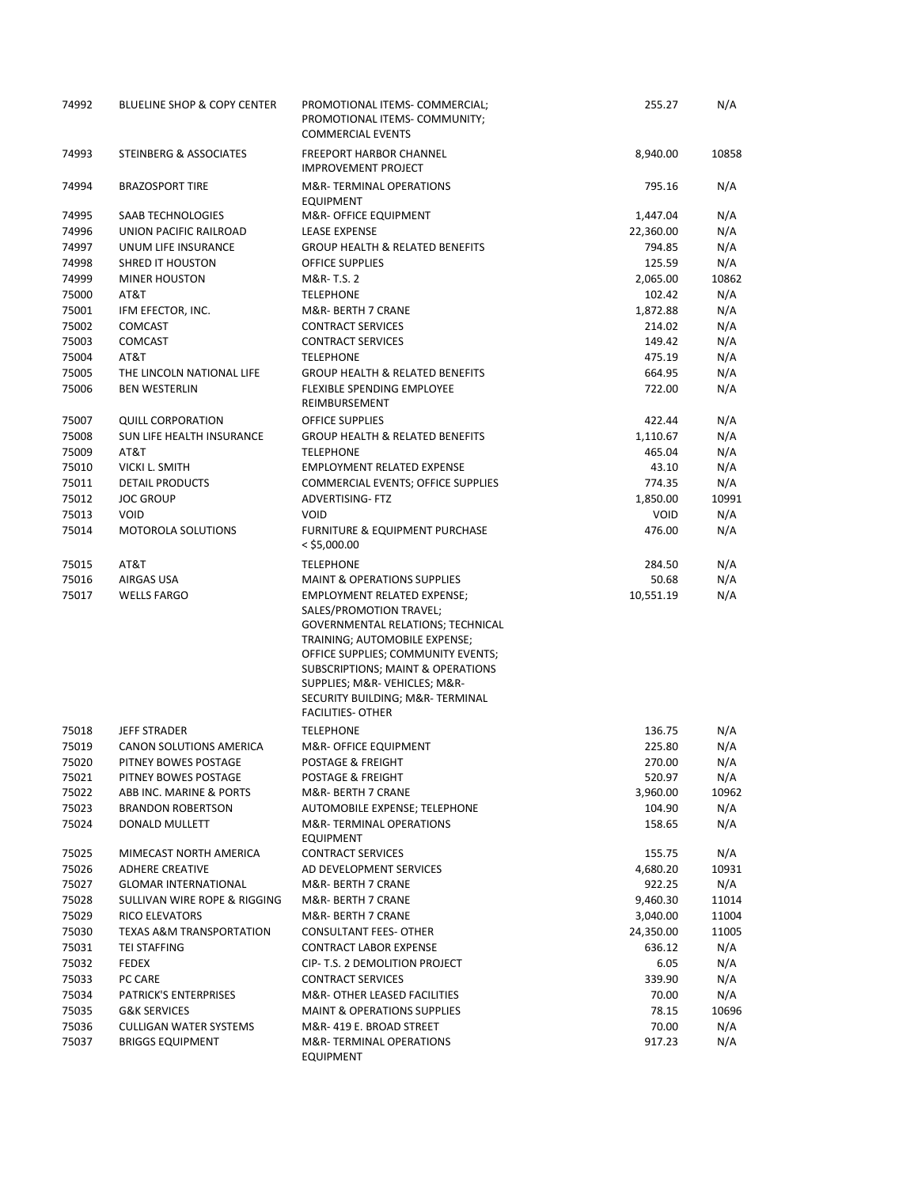| | | | | |
|---|---|---|---|---|
| 74992 | BLUELINE SHOP & COPY CENTER | PROMOTIONAL ITEMS- COMMERCIAL; PROMOTIONAL ITEMS- COMMUNITY; COMMERCIAL EVENTS | 255.27 | N/A |
| 74993 | STEINBERG & ASSOCIATES | FREEPORT HARBOR CHANNEL IMPROVEMENT PROJECT | 8,940.00 | 10858 |
| 74994 | BRAZOSPORT TIRE | M&R- TERMINAL OPERATIONS EQUIPMENT | 795.16 | N/A |
| 74995 | SAAB TECHNOLOGIES | M&R- OFFICE EQUIPMENT | 1,447.04 | N/A |
| 74996 | UNION PACIFIC RAILROAD | LEASE EXPENSE | 22,360.00 | N/A |
| 74997 | UNUM LIFE INSURANCE | GROUP HEALTH & RELATED BENEFITS | 794.85 | N/A |
| 74998 | SHRED IT HOUSTON | OFFICE SUPPLIES | 125.59 | N/A |
| 74999 | MINER HOUSTON | M&R- T.S. 2 | 2,065.00 | 10862 |
| 75000 | AT&T | TELEPHONE | 102.42 | N/A |
| 75001 | IFM EFECTOR, INC. | M&R- BERTH 7 CRANE | 1,872.88 | N/A |
| 75002 | COMCAST | CONTRACT SERVICES | 214.02 | N/A |
| 75003 | COMCAST | CONTRACT SERVICES | 149.42 | N/A |
| 75004 | AT&T | TELEPHONE | 475.19 | N/A |
| 75005 | THE LINCOLN NATIONAL LIFE | GROUP HEALTH & RELATED BENEFITS | 664.95 | N/A |
| 75006 | BEN WESTERLIN | FLEXIBLE SPENDING EMPLOYEE REIMBURSEMENT | 722.00 | N/A |
| 75007 | QUILL CORPORATION | OFFICE SUPPLIES | 422.44 | N/A |
| 75008 | SUN LIFE HEALTH INSURANCE | GROUP HEALTH & RELATED BENEFITS | 1,110.67 | N/A |
| 75009 | AT&T | TELEPHONE | 465.04 | N/A |
| 75010 | VICKI L. SMITH | EMPLOYMENT RELATED EXPENSE | 43.10 | N/A |
| 75011 | DETAIL PRODUCTS | COMMERCIAL EVENTS; OFFICE SUPPLIES | 774.35 | N/A |
| 75012 | JOC GROUP | ADVERTISING- FTZ | 1,850.00 | 10991 |
| 75013 | VOID | VOID | VOID | N/A |
| 75014 | MOTOROLA SOLUTIONS | FURNITURE & EQUIPMENT PURCHASE < $5,000.00 | 476.00 | N/A |
| 75015 | AT&T | TELEPHONE | 284.50 | N/A |
| 75016 | AIRGAS USA | MAINT & OPERATIONS SUPPLIES | 50.68 | N/A |
| 75017 | WELLS FARGO | EMPLOYMENT RELATED EXPENSE; SALES/PROMOTION TRAVEL; GOVERNMENTAL RELATIONS; TECHNICAL TRAINING; AUTOMOBILE EXPENSE; OFFICE SUPPLIES; COMMUNITY EVENTS; SUBSCRIPTIONS; MAINT & OPERATIONS SUPPLIES; M&R- VEHICLES; M&R- SECURITY BUILDING; M&R- TERMINAL FACILITIES- OTHER | 10,551.19 | N/A |
| 75018 | JEFF STRADER | TELEPHONE | 136.75 | N/A |
| 75019 | CANON SOLUTIONS AMERICA | M&R- OFFICE EQUIPMENT | 225.80 | N/A |
| 75020 | PITNEY BOWES POSTAGE | POSTAGE & FREIGHT | 270.00 | N/A |
| 75021 | PITNEY BOWES POSTAGE | POSTAGE & FREIGHT | 520.97 | N/A |
| 75022 | ABB INC. MARINE & PORTS | M&R- BERTH 7 CRANE | 3,960.00 | 10962 |
| 75023 | BRANDON ROBERTSON | AUTOMOBILE EXPENSE; TELEPHONE | 104.90 | N/A |
| 75024 | DONALD MULLETT | M&R- TERMINAL OPERATIONS EQUIPMENT | 158.65 | N/A |
| 75025 | MIMECAST NORTH AMERICA | CONTRACT SERVICES | 155.75 | N/A |
| 75026 | ADHERE CREATIVE | AD DEVELOPMENT SERVICES | 4,680.20 | 10931 |
| 75027 | GLOMAR INTERNATIONAL | M&R- BERTH 7 CRANE | 922.25 | N/A |
| 75028 | SULLIVAN WIRE ROPE & RIGGING | M&R- BERTH 7 CRANE | 9,460.30 | 11014 |
| 75029 | RICO ELEVATORS | M&R- BERTH 7 CRANE | 3,040.00 | 11004 |
| 75030 | TEXAS A&M TRANSPORTATION | CONSULTANT FEES- OTHER | 24,350.00 | 11005 |
| 75031 | TEI STAFFING | CONTRACT LABOR EXPENSE | 636.12 | N/A |
| 75032 | FEDEX | CIP- T.S. 2 DEMOLITION PROJECT | 6.05 | N/A |
| 75033 | PC CARE | CONTRACT SERVICES | 339.90 | N/A |
| 75034 | PATRICK'S ENTERPRISES | M&R- OTHER LEASED FACILITIES | 70.00 | N/A |
| 75035 | G&K SERVICES | MAINT & OPERATIONS SUPPLIES | 78.15 | 10696 |
| 75036 | CULLIGAN WATER SYSTEMS | M&R- 419 E. BROAD STREET | 70.00 | N/A |
| 75037 | BRIGGS EQUIPMENT | M&R- TERMINAL OPERATIONS EQUIPMENT | 917.23 | N/A |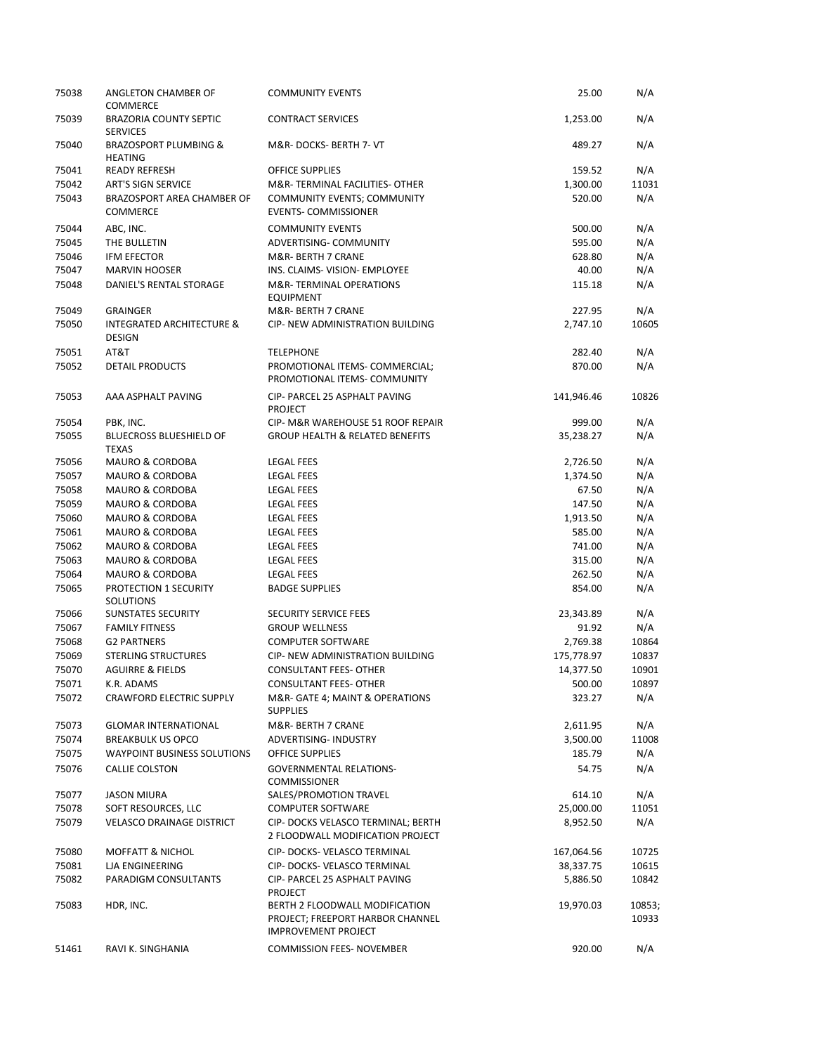| | | | | |
|---|---|---|---|---|
| 75038 | ANGLETON CHAMBER OF COMMERCE | COMMUNITY EVENTS | 25.00 | N/A |
| 75039 | BRAZORIA COUNTY SEPTIC SERVICES | CONTRACT SERVICES | 1,253.00 | N/A |
| 75040 | BRAZOSPORT PLUMBING & HEATING | M&R- DOCKS- BERTH 7- VT | 489.27 | N/A |
| 75041 | READY REFRESH | OFFICE SUPPLIES | 159.52 | N/A |
| 75042 | ART'S SIGN SERVICE | M&R- TERMINAL FACILITIES- OTHER | 1,300.00 | 11031 |
| 75043 | BRAZOSPORT AREA CHAMBER OF COMMERCE | COMMUNITY EVENTS; COMMUNITY EVENTS- COMMISSIONER | 520.00 | N/A |
| 75044 | ABC, INC. | COMMUNITY EVENTS | 500.00 | N/A |
| 75045 | THE BULLETIN | ADVERTISING- COMMUNITY | 595.00 | N/A |
| 75046 | IFM EFECTOR | M&R- BERTH 7 CRANE | 628.80 | N/A |
| 75047 | MARVIN HOOSER | INS. CLAIMS- VISION- EMPLOYEE | 40.00 | N/A |
| 75048 | DANIEL'S RENTAL STORAGE | M&R- TERMINAL OPERATIONS EQUIPMENT | 115.18 | N/A |
| 75049 | GRAINGER | M&R- BERTH 7 CRANE | 227.95 | N/A |
| 75050 | INTEGRATED ARCHITECTURE & DESIGN | CIP- NEW ADMINISTRATION BUILDING | 2,747.10 | 10605 |
| 75051 | AT&T | TELEPHONE | 282.40 | N/A |
| 75052 | DETAIL PRODUCTS | PROMOTIONAL ITEMS- COMMERCIAL; PROMOTIONAL ITEMS- COMMUNITY | 870.00 | N/A |
| 75053 | AAA ASPHALT PAVING | CIP- PARCEL 25 ASPHALT PAVING PROJECT | 141,946.46 | 10826 |
| 75054 | PBK, INC. | CIP- M&R WAREHOUSE 51 ROOF REPAIR | 999.00 | N/A |
| 75055 | BLUECROSS BLUESHIELD OF TEXAS | GROUP HEALTH & RELATED BENEFITS | 35,238.27 | N/A |
| 75056 | MAURO & CORDOBA | LEGAL FEES | 2,726.50 | N/A |
| 75057 | MAURO & CORDOBA | LEGAL FEES | 1,374.50 | N/A |
| 75058 | MAURO & CORDOBA | LEGAL FEES | 67.50 | N/A |
| 75059 | MAURO & CORDOBA | LEGAL FEES | 147.50 | N/A |
| 75060 | MAURO & CORDOBA | LEGAL FEES | 1,913.50 | N/A |
| 75061 | MAURO & CORDOBA | LEGAL FEES | 585.00 | N/A |
| 75062 | MAURO & CORDOBA | LEGAL FEES | 741.00 | N/A |
| 75063 | MAURO & CORDOBA | LEGAL FEES | 315.00 | N/A |
| 75064 | MAURO & CORDOBA | LEGAL FEES | 262.50 | N/A |
| 75065 | PROTECTION 1 SECURITY SOLUTIONS | BADGE SUPPLIES | 854.00 | N/A |
| 75066 | SUNSTATES SECURITY | SECURITY SERVICE FEES | 23,343.89 | N/A |
| 75067 | FAMILY FITNESS | GROUP WELLNESS | 91.92 | N/A |
| 75068 | G2 PARTNERS | COMPUTER SOFTWARE | 2,769.38 | 10864 |
| 75069 | STERLING STRUCTURES | CIP- NEW ADMINISTRATION BUILDING | 175,778.97 | 10837 |
| 75070 | AGUIRRE & FIELDS | CONSULTANT FEES- OTHER | 14,377.50 | 10901 |
| 75071 | K.R. ADAMS | CONSULTANT FEES- OTHER | 500.00 | 10897 |
| 75072 | CRAWFORD ELECTRIC SUPPLY | M&R- GATE 4; MAINT & OPERATIONS SUPPLIES | 323.27 | N/A |
| 75073 | GLOMAR INTERNATIONAL | M&R- BERTH 7 CRANE | 2,611.95 | N/A |
| 75074 | BREAKBULK US OPCO | ADVERTISING- INDUSTRY | 3,500.00 | 11008 |
| 75075 | WAYPOINT BUSINESS SOLUTIONS | OFFICE SUPPLIES | 185.79 | N/A |
| 75076 | CALLIE COLSTON | GOVERNMENTAL RELATIONS- COMMISSIONER | 54.75 | N/A |
| 75077 | JASON MIURA | SALES/PROMOTION TRAVEL | 614.10 | N/A |
| 75078 | SOFT RESOURCES, LLC | COMPUTER SOFTWARE | 25,000.00 | 11051 |
| 75079 | VELASCO DRAINAGE DISTRICT | CIP- DOCKS VELASCO TERMINAL; BERTH 2 FLOODWALL MODIFICATION PROJECT | 8,952.50 | N/A |
| 75080 | MOFFATT & NICHOL | CIP- DOCKS- VELASCO TERMINAL | 167,064.56 | 10725 |
| 75081 | LJA ENGINEERING | CIP- DOCKS- VELASCO TERMINAL | 38,337.75 | 10615 |
| 75082 | PARADIGM CONSULTANTS | CIP- PARCEL 25 ASPHALT PAVING PROJECT | 5,886.50 | 10842 |
| 75083 | HDR, INC. | BERTH 2 FLOODWALL MODIFICATION PROJECT; FREEPORT HARBOR CHANNEL IMPROVEMENT PROJECT | 19,970.03 | 10853; 10933 |
| 51461 | RAVI K. SINGHANIA | COMMISSION FEES- NOVEMBER | 920.00 | N/A |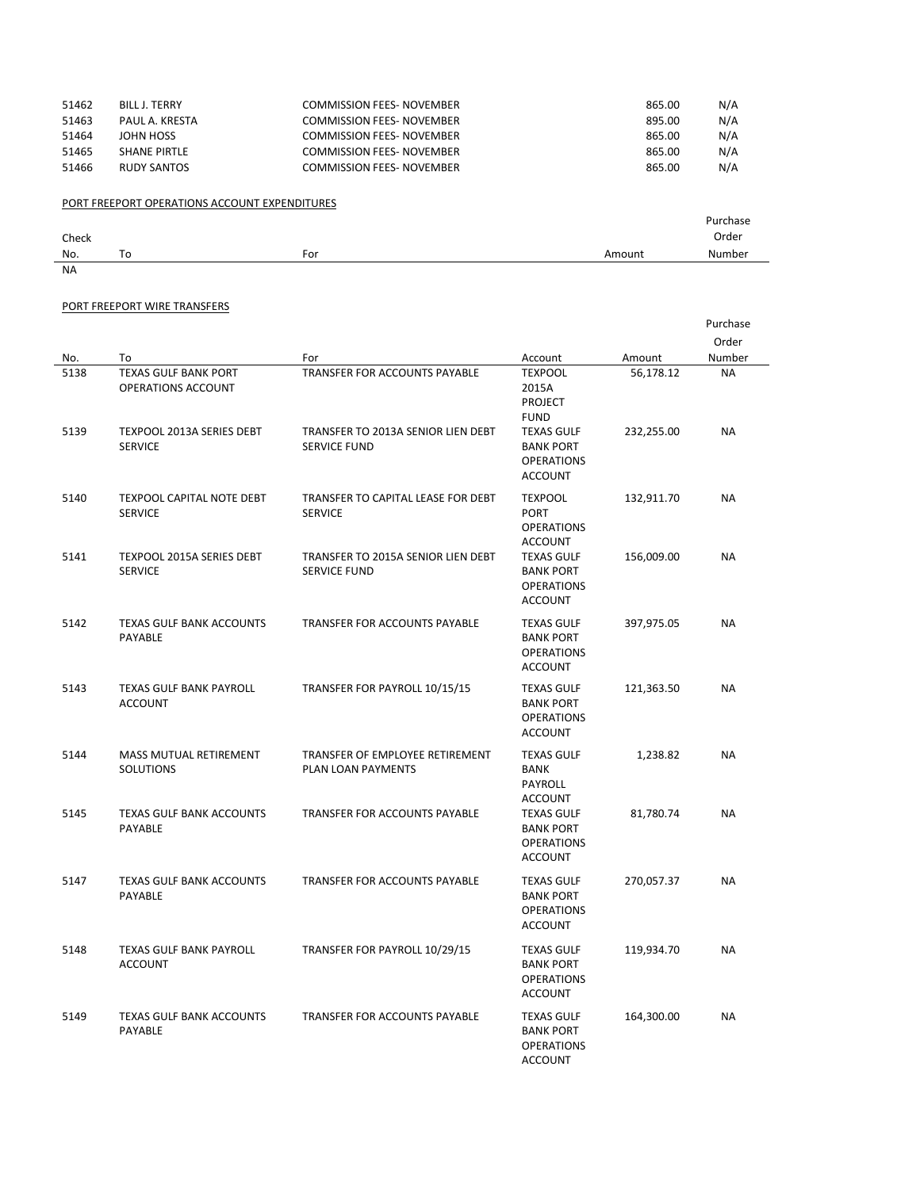| | | | | |
|---|---|---|---|---|
| 51462 | BILL J. TERRY | COMMISSION FEES- NOVEMBER | 865.00 | N/A |
| 51463 | PAUL A. KRESTA | COMMISSION FEES- NOVEMBER | 895.00 | N/A |
| 51464 | JOHN HOSS | COMMISSION FEES- NOVEMBER | 865.00 | N/A |
| 51465 | SHANE PIRTLE | COMMISSION FEES- NOVEMBER | 865.00 | N/A |
| 51466 | RUDY SANTOS | COMMISSION FEES- NOVEMBER | 865.00 | N/A |

PORT FREEPORT OPERATIONS ACCOUNT EXPENDITURES

| Check No. | To | For | Amount | Purchase Order Number |
|---|---|---|---|---|
| NA | | | | |

PORT FREEPORT WIRE TRANSFERS

| No. | To | For | Account | Amount | Purchase Order Number |
|---|---|---|---|---|---|
| 5138 | TEXAS GULF BANK PORT OPERATIONS ACCOUNT | TRANSFER FOR ACCOUNTS PAYABLE | TEXPOOL 2015A PROJECT FUND | 56,178.12 | NA |
| 5139 | TEXPOOL 2013A SERIES DEBT SERVICE | TRANSFER TO 2013A SENIOR LIEN DEBT SERVICE FUND | TEXAS GULF BANK PORT OPERATIONS ACCOUNT | 232,255.00 | NA |
| 5140 | TEXPOOL CAPITAL NOTE DEBT SERVICE | TRANSFER TO CAPITAL LEASE FOR DEBT SERVICE | TEXPOOL PORT OPERATIONS ACCOUNT | 132,911.70 | NA |
| 5141 | TEXPOOL 2015A SERIES DEBT SERVICE | TRANSFER TO 2015A SENIOR LIEN DEBT SERVICE FUND | TEXAS GULF BANK PORT OPERATIONS ACCOUNT | 156,009.00 | NA |
| 5142 | TEXAS GULF BANK ACCOUNTS PAYABLE | TRANSFER FOR ACCOUNTS PAYABLE | TEXAS GULF BANK PORT OPERATIONS ACCOUNT | 397,975.05 | NA |
| 5143 | TEXAS GULF BANK PAYROLL ACCOUNT | TRANSFER FOR PAYROLL 10/15/15 | TEXAS GULF BANK PORT OPERATIONS ACCOUNT | 121,363.50 | NA |
| 5144 | MASS MUTUAL RETIREMENT SOLUTIONS | TRANSFER OF EMPLOYEE RETIREMENT PLAN LOAN PAYMENTS | TEXAS GULF BANK PAYROLL ACCOUNT | 1,238.82 | NA |
| 5145 | TEXAS GULF BANK ACCOUNTS PAYABLE | TRANSFER FOR ACCOUNTS PAYABLE | TEXAS GULF BANK PORT OPERATIONS ACCOUNT | 81,780.74 | NA |
| 5147 | TEXAS GULF BANK ACCOUNTS PAYABLE | TRANSFER FOR ACCOUNTS PAYABLE | TEXAS GULF BANK PORT OPERATIONS ACCOUNT | 270,057.37 | NA |
| 5148 | TEXAS GULF BANK PAYROLL ACCOUNT | TRANSFER FOR PAYROLL 10/29/15 | TEXAS GULF BANK PORT OPERATIONS ACCOUNT | 119,934.70 | NA |
| 5149 | TEXAS GULF BANK ACCOUNTS PAYABLE | TRANSFER FOR ACCOUNTS PAYABLE | TEXAS GULF BANK PORT OPERATIONS ACCOUNT | 164,300.00 | NA |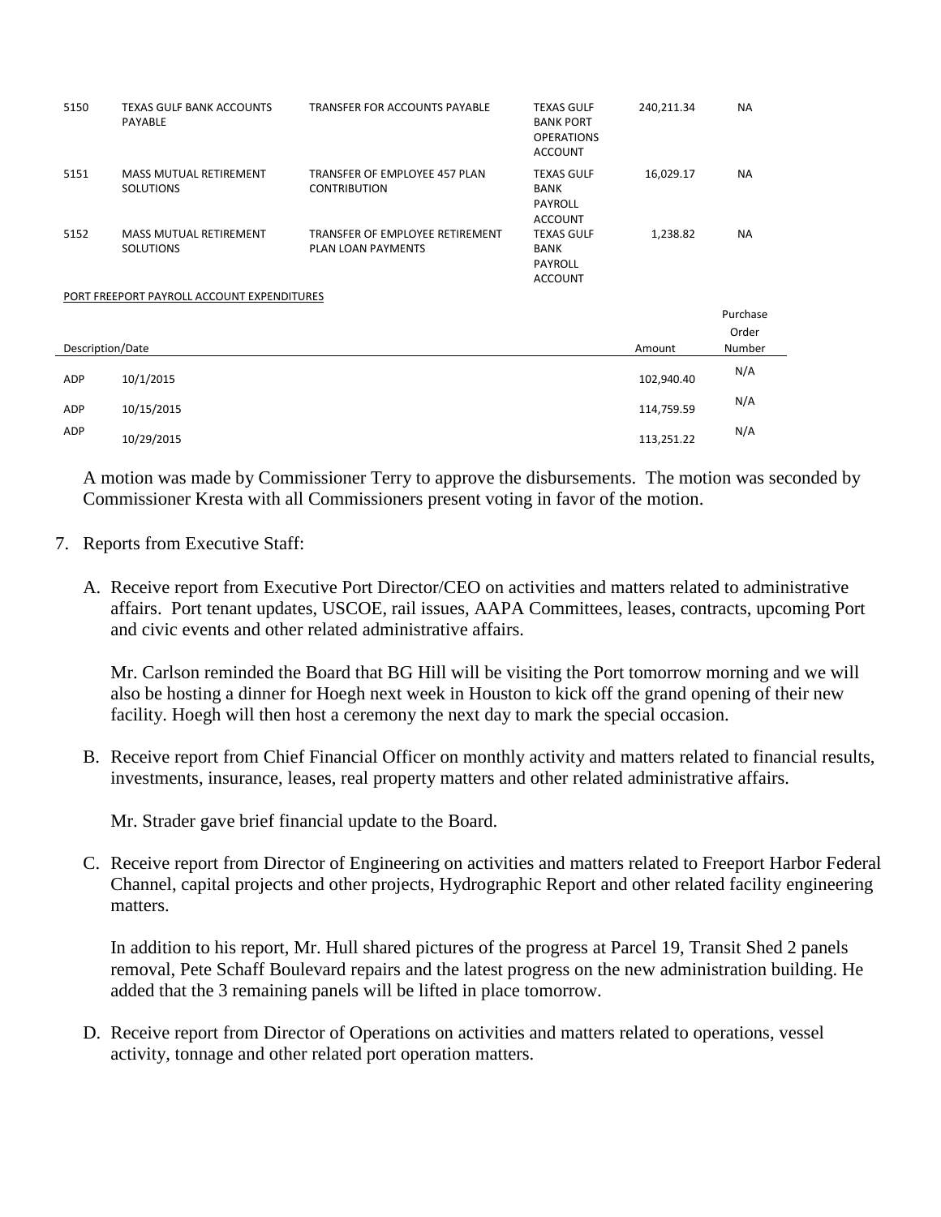| | | | | | |
|---|---|---|---|---|---|
| 5150 | TEXAS GULF BANK ACCOUNTS PAYABLE | TRANSFER FOR ACCOUNTS PAYABLE | TEXAS GULF BANK PORT OPERATIONS ACCOUNT | 240,211.34 | NA |
| 5151 | MASS MUTUAL RETIREMENT SOLUTIONS | TRANSFER OF EMPLOYEE 457 PLAN CONTRIBUTION | TEXAS GULF BANK PAYROLL ACCOUNT | 16,029.17 | NA |
| 5152 | MASS MUTUAL RETIREMENT SOLUTIONS | TRANSFER OF EMPLOYEE RETIREMENT PLAN LOAN PAYMENTS | TEXAS GULF BANK PAYROLL ACCOUNT | 1,238.82 | NA |

PORT FREEPORT PAYROLL ACCOUNT EXPENDITURES

| Description/Date | | Amount | Purchase Order Number |
|---|---|---|---|
| ADP | 10/1/2015 | 102,940.40 | N/A |
| ADP | 10/15/2015 | 114,759.59 | N/A |
| ADP | 10/29/2015 | 113,251.22 | N/A |

A motion was made by Commissioner Terry to approve the disbursements. The motion was seconded by Commissioner Kresta with all Commissioners present voting in favor of the motion.

7. Reports from Executive Staff:

   A. Receive report from Executive Port Director/CEO on activities and matters related to administrative affairs. Port tenant updates, USCOE, rail issues, AAPA Committees, leases, contracts, upcoming Port and civic events and other related administrative affairs.

      Mr. Carlson reminded the Board that BG Hill will be visiting the Port tomorrow morning and we will also be hosting a dinner for Hoegh next week in Houston to kick off the grand opening of their new facility. Hoegh will then host a ceremony the next day to mark the special occasion.

   B. Receive report from Chief Financial Officer on monthly activity and matters related to financial results, investments, insurance, leases, real property matters and other related administrative affairs.

      Mr. Strader gave brief financial update to the Board.

   C. Receive report from Director of Engineering on activities and matters related to Freeport Harbor Federal Channel, capital projects and other projects, Hydrographic Report and other related facility engineering matters.

      In addition to his report, Mr. Hull shared pictures of the progress at Parcel 19, Transit Shed 2 panels removal, Pete Schaff Boulevard repairs and the latest progress on the new administration building. He added that the 3 remaining panels will be lifted in place tomorrow.

   D. Receive report from Director of Operations on activities and matters related to operations, vessel activity, tonnage and other related port operation matters.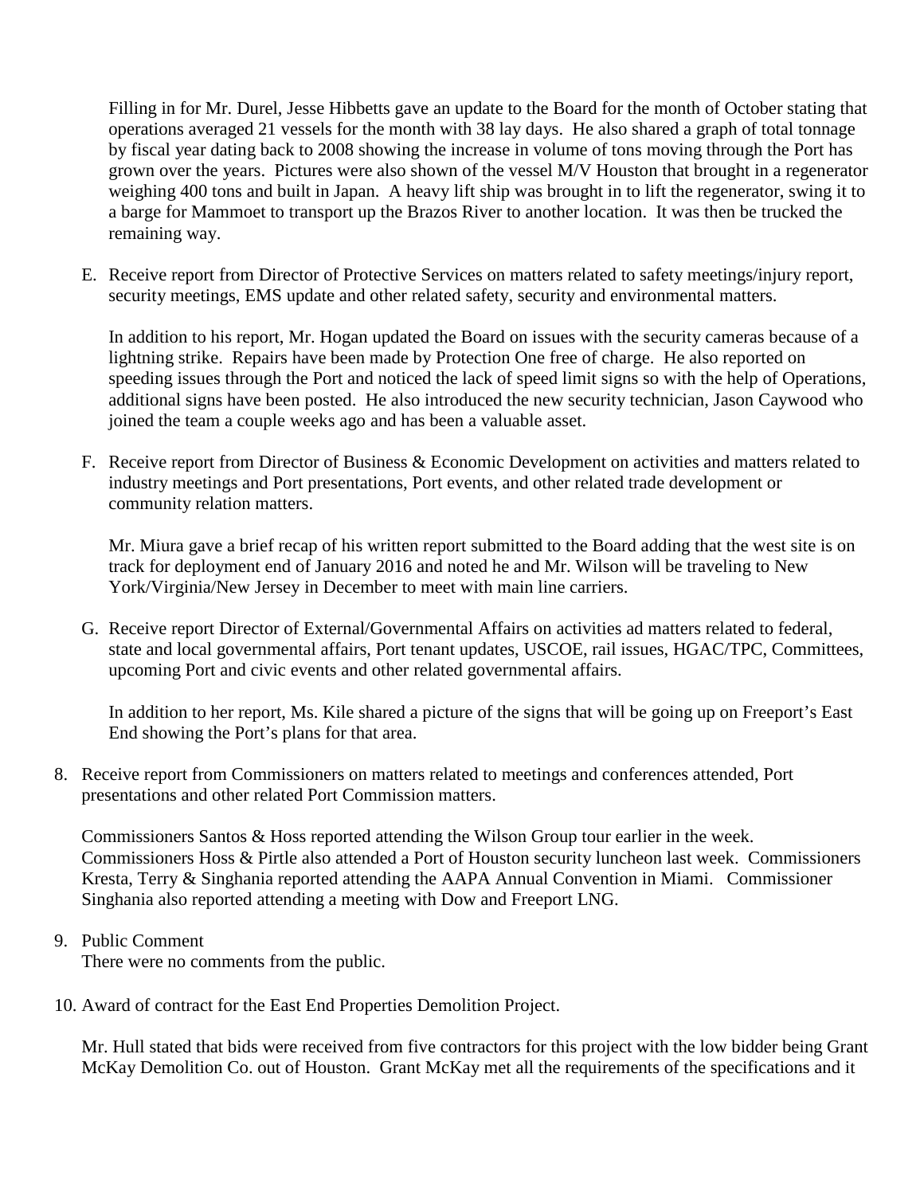Filling in for Mr. Durel, Jesse Hibbetts gave an update to the Board for the month of October stating that operations averaged 21 vessels for the month with 38 lay days. He also shared a graph of total tonnage by fiscal year dating back to 2008 showing the increase in volume of tons moving through the Port has grown over the years. Pictures were also shown of the vessel M/V Houston that brought in a regenerator weighing 400 tons and built in Japan. A heavy lift ship was brought in to lift the regenerator, swing it to a barge for Mammoet to transport up the Brazos River to another location. It was then be trucked the remaining way.

E. Receive report from Director of Protective Services on matters related to safety meetings/injury report, security meetings, EMS update and other related safety, security and environmental matters.

   In addition to his report, Mr. Hogan updated the Board on issues with the security cameras because of a lightning strike. Repairs have been made by Protection One free of charge. He also reported on speeding issues through the Port and noticed the lack of speed limit signs so with the help of Operations, additional signs have been posted. He also introduced the new security technician, Jason Caywood who joined the team a couple weeks ago and has been a valuable asset.

F. Receive report from Director of Business & Economic Development on activities and matters related to industry meetings and Port presentations, Port events, and other related trade development or community relation matters.

   Mr. Miura gave a brief recap of his written report submitted to the Board adding that the west site is on track for deployment end of January 2016 and noted he and Mr. Wilson will be traveling to New York/Virginia/New Jersey in December to meet with main line carriers.

G. Receive report Director of External/Governmental Affairs on activities ad matters related to federal, state and local governmental affairs, Port tenant updates, USCOE, rail issues, HGAC/TPC, Committees, upcoming Port and civic events and other related governmental affairs.

   In addition to her report, Ms. Kile shared a picture of the signs that will be going up on Freeport's East End showing the Port's plans for that area.

8. Receive report from Commissioners on matters related to meetings and conferences attended, Port presentations and other related Port Commission matters.

   Commissioners Santos & Hoss reported attending the Wilson Group tour earlier in the week. Commissioners Hoss & Pirtle also attended a Port of Houston security luncheon last week. Commissioners Kresta, Terry & Singhania reported attending the AAPA Annual Convention in Miami. Commissioner Singhania also reported attending a meeting with Dow and Freeport LNG.

9. Public Comment
   There were no comments from the public.

10. Award of contract for the East End Properties Demolition Project.

    Mr. Hull stated that bids were received from five contractors for this project with the low bidder being Grant McKay Demolition Co. out of Houston. Grant McKay met all the requirements of the specifications and it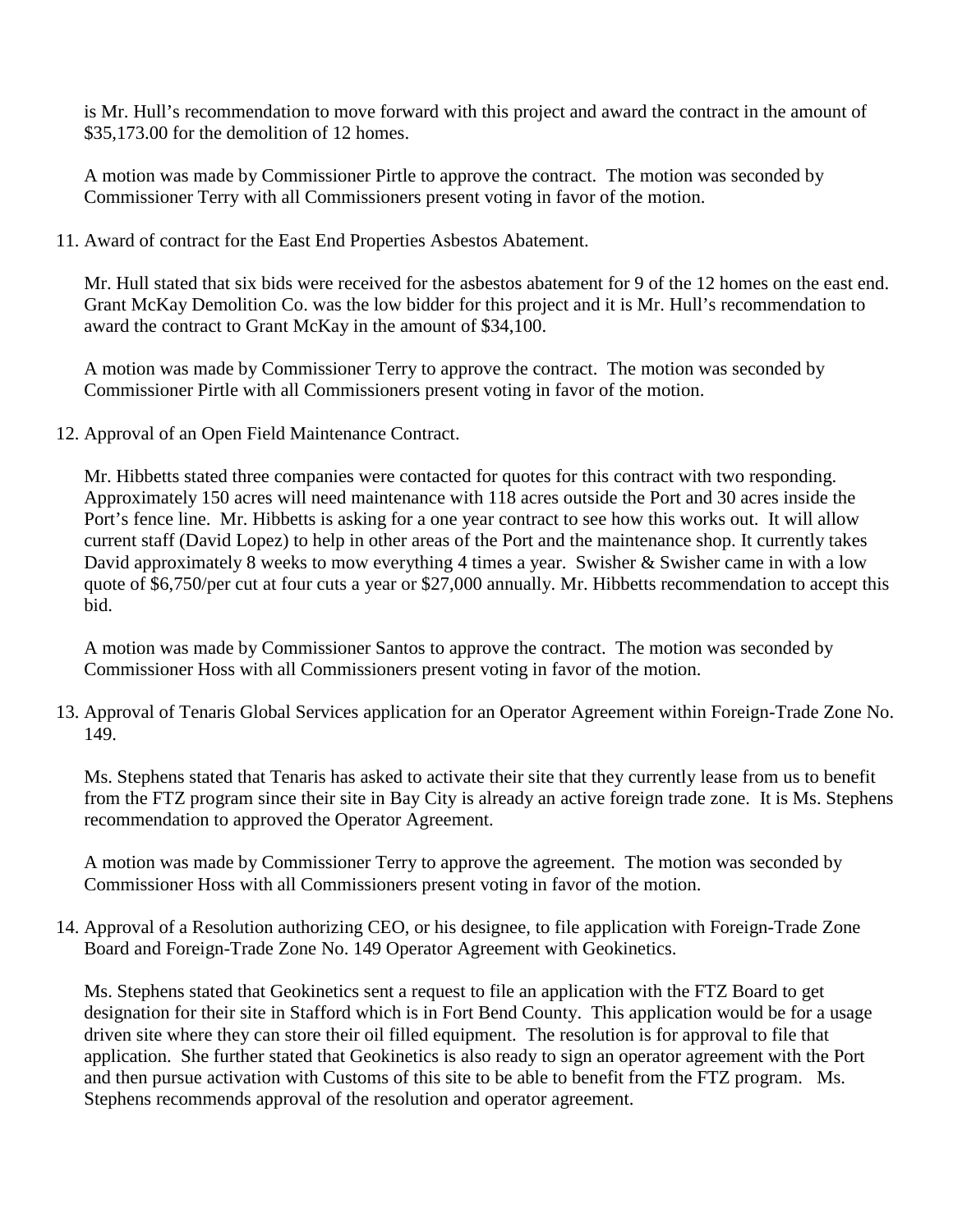is Mr. Hull's recommendation to move forward with this project and award the contract in the amount of $35,173.00 for the demolition of 12 homes.

A motion was made by Commissioner Pirtle to approve the contract. The motion was seconded by Commissioner Terry with all Commissioners present voting in favor of the motion.

11. Award of contract for the East End Properties Asbestos Abatement.

    Mr. Hull stated that six bids were received for the asbestos abatement for 9 of the 12 homes on the east end. Grant McKay Demolition Co. was the low bidder for this project and it is Mr. Hull's recommendation to award the contract to Grant McKay in the amount of $34,100.

    A motion was made by Commissioner Terry to approve the contract. The motion was seconded by Commissioner Pirtle with all Commissioners present voting in favor of the motion.

12. Approval of an Open Field Maintenance Contract.

    Mr. Hibbetts stated three companies were contacted for quotes for this contract with two responding. Approximately 150 acres will need maintenance with 118 acres outside the Port and 30 acres inside the Port's fence line. Mr. Hibbetts is asking for a one year contract to see how this works out. It will allow current staff (David Lopez) to help in other areas of the Port and the maintenance shop. It currently takes David approximately 8 weeks to mow everything 4 times a year. Swisher & Swisher came in with a low quote of $6,750/per cut at four cuts a year or $27,000 annually. Mr. Hibbetts recommendation to accept this bid.

    A motion was made by Commissioner Santos to approve the contract. The motion was seconded by Commissioner Hoss with all Commissioners present voting in favor of the motion.

13. Approval of Tenaris Global Services application for an Operator Agreement within Foreign-Trade Zone No. 149.

    Ms. Stephens stated that Tenaris has asked to activate their site that they currently lease from us to benefit from the FTZ program since their site in Bay City is already an active foreign trade zone. It is Ms. Stephens recommendation to approved the Operator Agreement.

    A motion was made by Commissioner Terry to approve the agreement. The motion was seconded by Commissioner Hoss with all Commissioners present voting in favor of the motion.

14. Approval of a Resolution authorizing CEO, or his designee, to file application with Foreign-Trade Zone Board and Foreign-Trade Zone No. 149 Operator Agreement with Geokinetics.

    Ms. Stephens stated that Geokinetics sent a request to file an application with the FTZ Board to get designation for their site in Stafford which is in Fort Bend County. This application would be for a usage driven site where they can store their oil filled equipment. The resolution is for approval to file that application. She further stated that Geokinetics is also ready to sign an operator agreement with the Port and then pursue activation with Customs of this site to be able to benefit from the FTZ program. Ms. Stephens recommends approval of the resolution and operator agreement.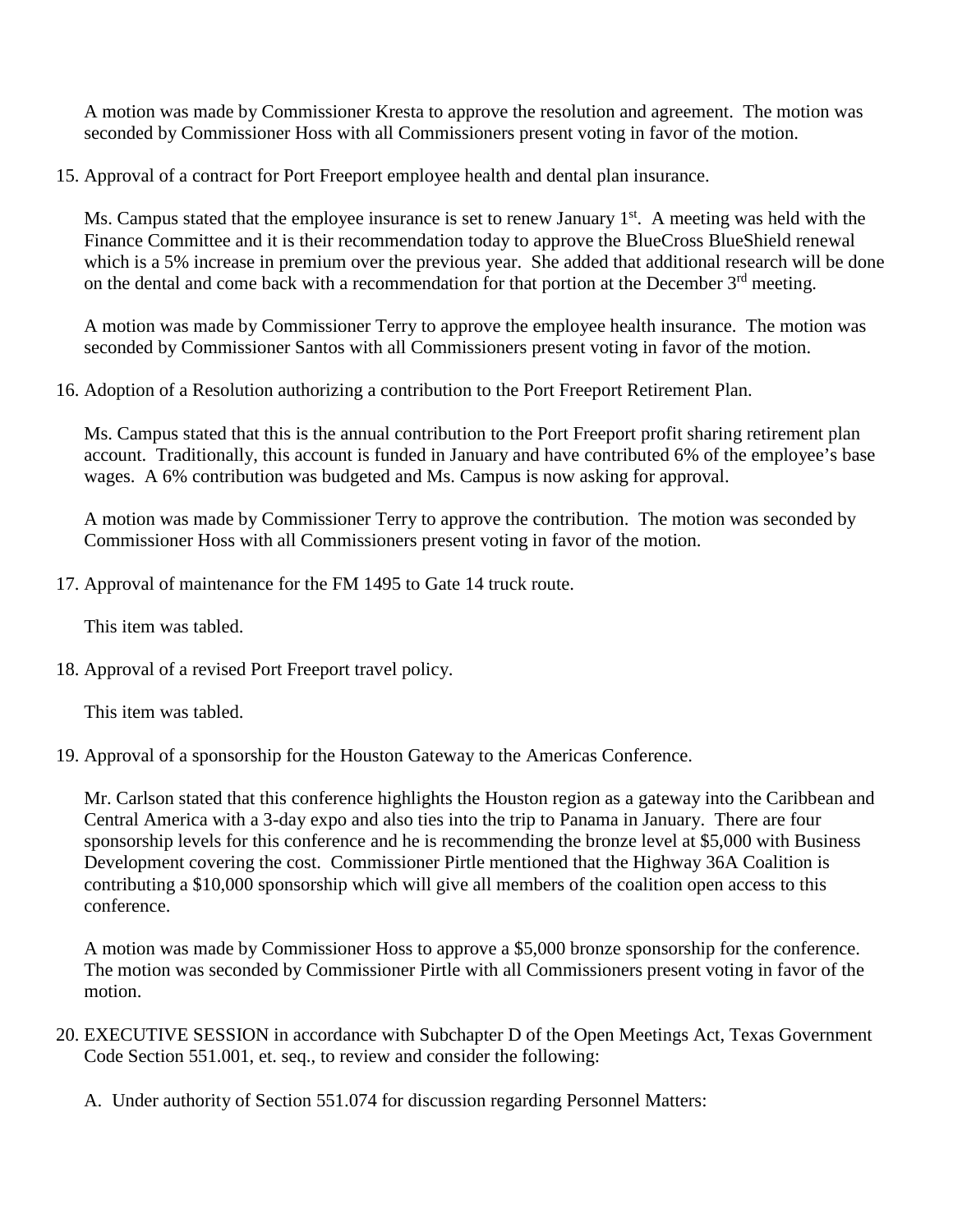A motion was made by Commissioner Kresta to approve the resolution and agreement. The motion was seconded by Commissioner Hoss with all Commissioners present voting in favor of the motion.

15. Approval of a contract for Port Freeport employee health and dental plan insurance.

    Ms. Campus stated that the employee insurance is set to renew January 1st. A meeting was held with the Finance Committee and it is their recommendation today to approve the BlueCross BlueShield renewal which is a 5% increase in premium over the previous year. She added that additional research will be done on the dental and come back with a recommendation for that portion at the December 3rd meeting.

    A motion was made by Commissioner Terry to approve the employee health insurance. The motion was seconded by Commissioner Santos with all Commissioners present voting in favor of the motion.

16. Adoption of a Resolution authorizing a contribution to the Port Freeport Retirement Plan.

    Ms. Campus stated that this is the annual contribution to the Port Freeport profit sharing retirement plan account. Traditionally, this account is funded in January and have contributed 6% of the employee's base wages. A 6% contribution was budgeted and Ms. Campus is now asking for approval.

    A motion was made by Commissioner Terry to approve the contribution. The motion was seconded by Commissioner Hoss with all Commissioners present voting in favor of the motion.

17. Approval of maintenance for the FM 1495 to Gate 14 truck route.

    This item was tabled.

18. Approval of a revised Port Freeport travel policy.

    This item was tabled.

19. Approval of a sponsorship for the Houston Gateway to the Americas Conference.

    Mr. Carlson stated that this conference highlights the Houston region as a gateway into the Caribbean and Central America with a 3-day expo and also ties into the trip to Panama in January. There are four sponsorship levels for this conference and he is recommending the bronze level at $5,000 with Business Development covering the cost. Commissioner Pirtle mentioned that the Highway 36A Coalition is contributing a $10,000 sponsorship which will give all members of the coalition open access to this conference.

    A motion was made by Commissioner Hoss to approve a $5,000 bronze sponsorship for the conference. The motion was seconded by Commissioner Pirtle with all Commissioners present voting in favor of the motion.

20. EXECUTIVE SESSION in accordance with Subchapter D of the Open Meetings Act, Texas Government Code Section 551.001, et. seq., to review and consider the following:

    A. Under authority of Section 551.074 for discussion regarding Personnel Matters: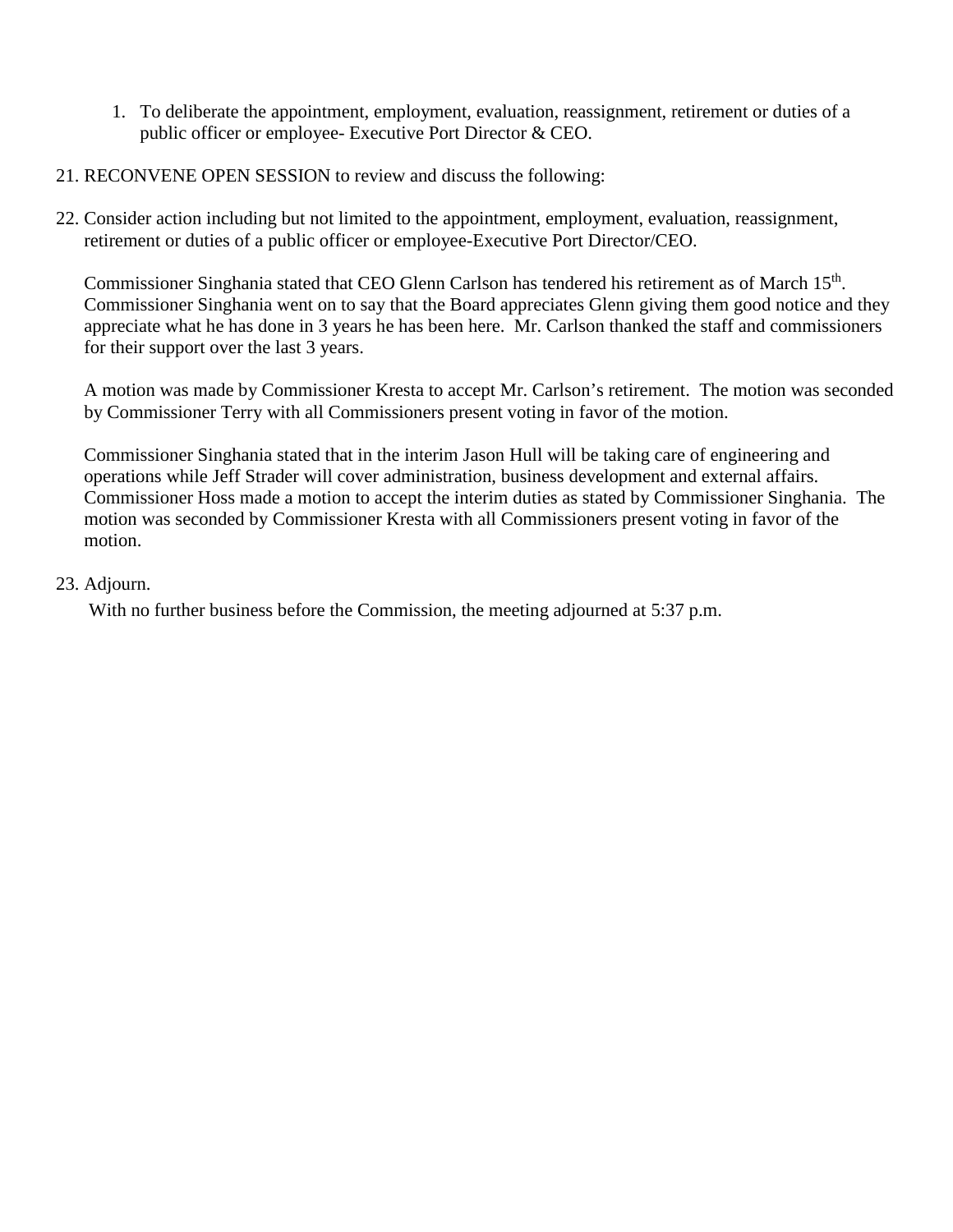1. To deliberate the appointment, employment, evaluation, reassignment, retirement or duties of a public officer or employee- Executive Port Director & CEO.

21. RECONVENE OPEN SESSION to review and discuss the following:

22. Consider action including but not limited to the appointment, employment, evaluation, reassignment, retirement or duties of a public officer or employee-Executive Port Director/CEO.

    Commissioner Singhania stated that CEO Glenn Carlson has tendered his retirement as of March 15th. Commissioner Singhania went on to say that the Board appreciates Glenn giving them good notice and they appreciate what he has done in 3 years he has been here. Mr. Carlson thanked the staff and commissioners for their support over the last 3 years.

    A motion was made by Commissioner Kresta to accept Mr. Carlson's retirement. The motion was seconded by Commissioner Terry with all Commissioners present voting in favor of the motion.

    Commissioner Singhania stated that in the interim Jason Hull will be taking care of engineering and operations while Jeff Strader will cover administration, business development and external affairs. Commissioner Hoss made a motion to accept the interim duties as stated by Commissioner Singhania. The motion was seconded by Commissioner Kresta with all Commissioners present voting in favor of the motion.

23. Adjourn.

    With no further business before the Commission, the meeting adjourned at 5:37 p.m.